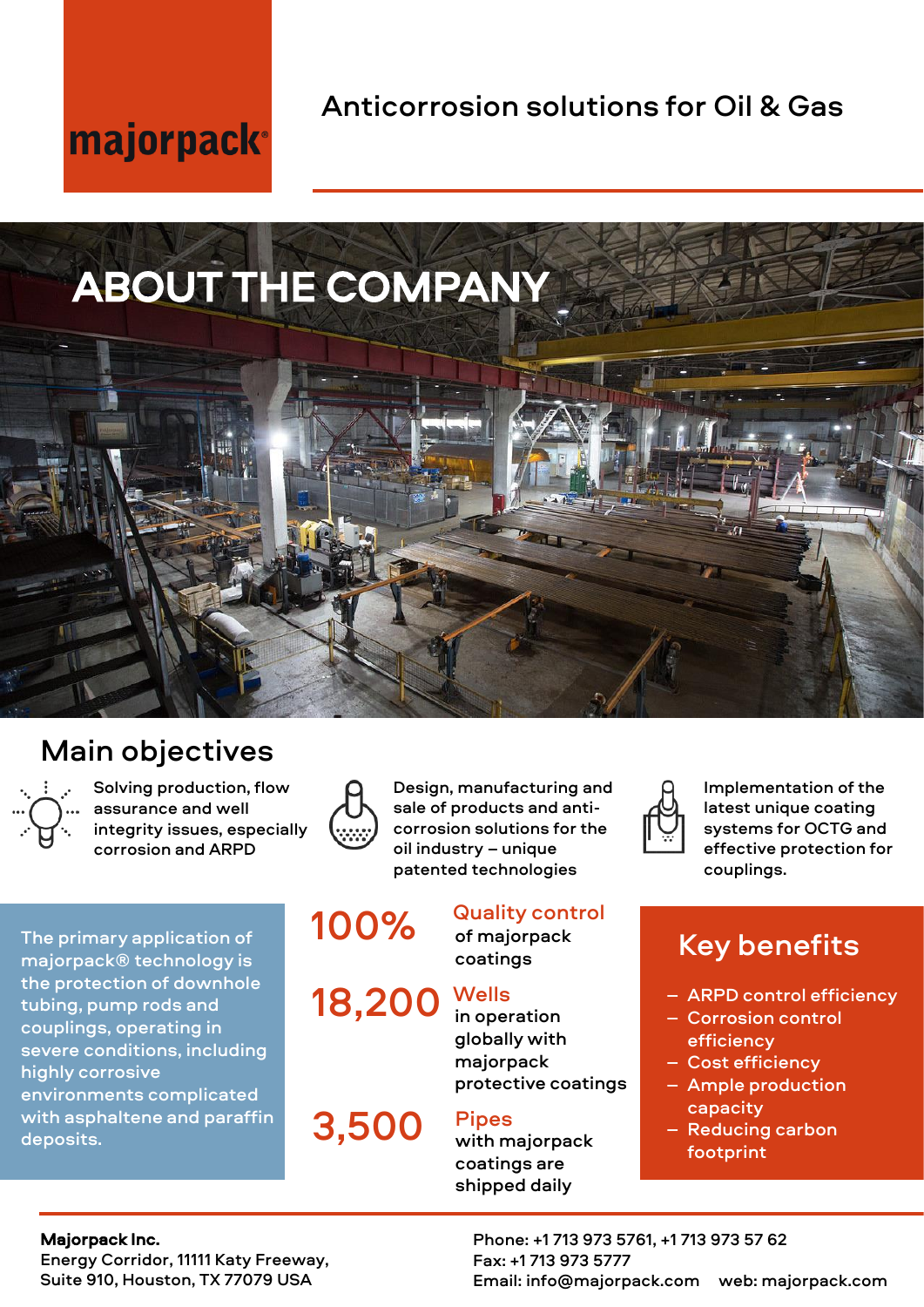majorpack®

Anticorrosion solutions for Oil & Gas

# ABOUT THE COMPANY

## Main objectives

Solving production, flow assurance and well integrity issues, especially corrosion and ARPD

Design, manufacturing and sale of products and anti-corrosion solutions for the oil industry – unique patented technologies

Implementation of the latest unique coating systems for OCTG and effective protection for couplings.

The primary application of majorpack® technology is the protection of downhole tubing, pump rods and couplings, operating in severe conditions, including highly corrosive environments complicated with asphaltene and paraffin deposits.

**100%** Quality control of majorpack coatings

**18,200** Wells in operation globally with majorpack protective coatings

**3,500** Pipes with majorpack coatings are shipped daily

## Key benefits

- ARPD control efficiency
- Corrosion control efficiency
- Cost efficiency
- Ample production capacity
- Reducing carbon footprint

**Majorpack Inc.**
Energy Corridor, 11111 Katy Freeway,
Suite 910, Houston, TX 77079 USA

Phone: +1 713 973 5761, +1 713 973 57 62
Fax: +1 713 973 5777
Email: info@majorpack.com web: majorpack.com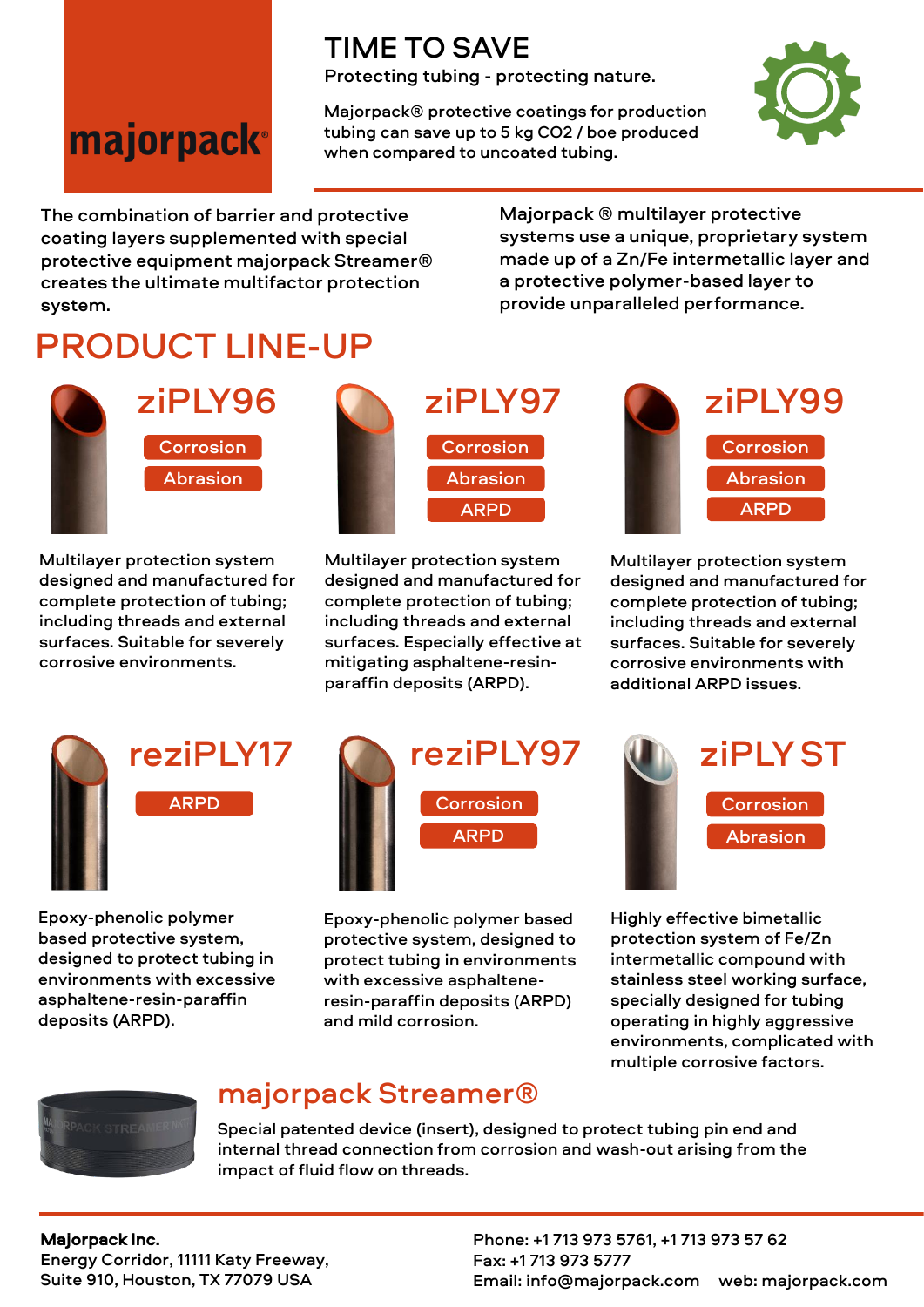majorpack®

# TIME TO SAVE

Protecting tubing - protecting nature.

Majorpack® protective coatings for production tubing can save up to 5 kg $CO_2$ / boe produced when compared to uncoated tubing.

The combination of barrier and protective coating layers supplemented with special protective equipment majorpack Streamer® creates the ultimate multifactor protection system.

Majorpack ® multilayer protective systems use a unique, proprietary system made up of a Zn/Fe intermetallic layer and a protective polymer-based layer to provide unparalleled performance.

## PRODUCT LINE-UP

### ziPLY96

Corrosion

Abrasion

Multilayer protection system designed and manufactured for complete protection of tubing; including threads and external surfaces. Suitable for severely corrosive environments.

### ziPLY97

Corrosion

Abrasion

ARPD

Multilayer protection system designed and manufactured for complete protection of tubing; including threads and external surfaces. Especially effective at mitigating asphaltene-resin-paraffin deposits (ARPD).

### ziPLY99

Corrosion

Abrasion

ARPD

Multilayer protection system designed and manufactured for complete protection of tubing; including threads and external surfaces. Suitable for severely corrosive environments with additional ARPD issues.

### reziPLY17

ARPD

Epoxy-phenolic polymer based protective system, designed to protect tubing in environments with excessive asphaltene-resin-paraffin deposits (ARPD).

### reziPLY97

Corrosion

ARPD

Epoxy-phenolic polymer based protective system, designed to protect tubing in environments with excessive asphaltene-resin-paraffin deposits (ARPD) and mild corrosion.

### ziPLY ST

Corrosion

Abrasion

Highly effective bimetallic protection system of Fe/Zn intermetallic compound with stainless steel working surface, specially designed for tubing operating in highly aggressive environments, complicated with multiple corrosive factors.

### majorpack Streamer®

Special patented device (insert), designed to protect tubing pin end and internal thread connection from corrosion and wash-out arising from the impact of fluid flow on threads.

**Majorpack Inc.**
Energy Corridor, 11111 Katy Freeway,
Suite 910, Houston, TX 77079 USA

Phone: +1 713 973 5761, +1 713 973 57 62
Fax: +1 713 973 5777
Email: info@majorpack.com web: majorpack.com